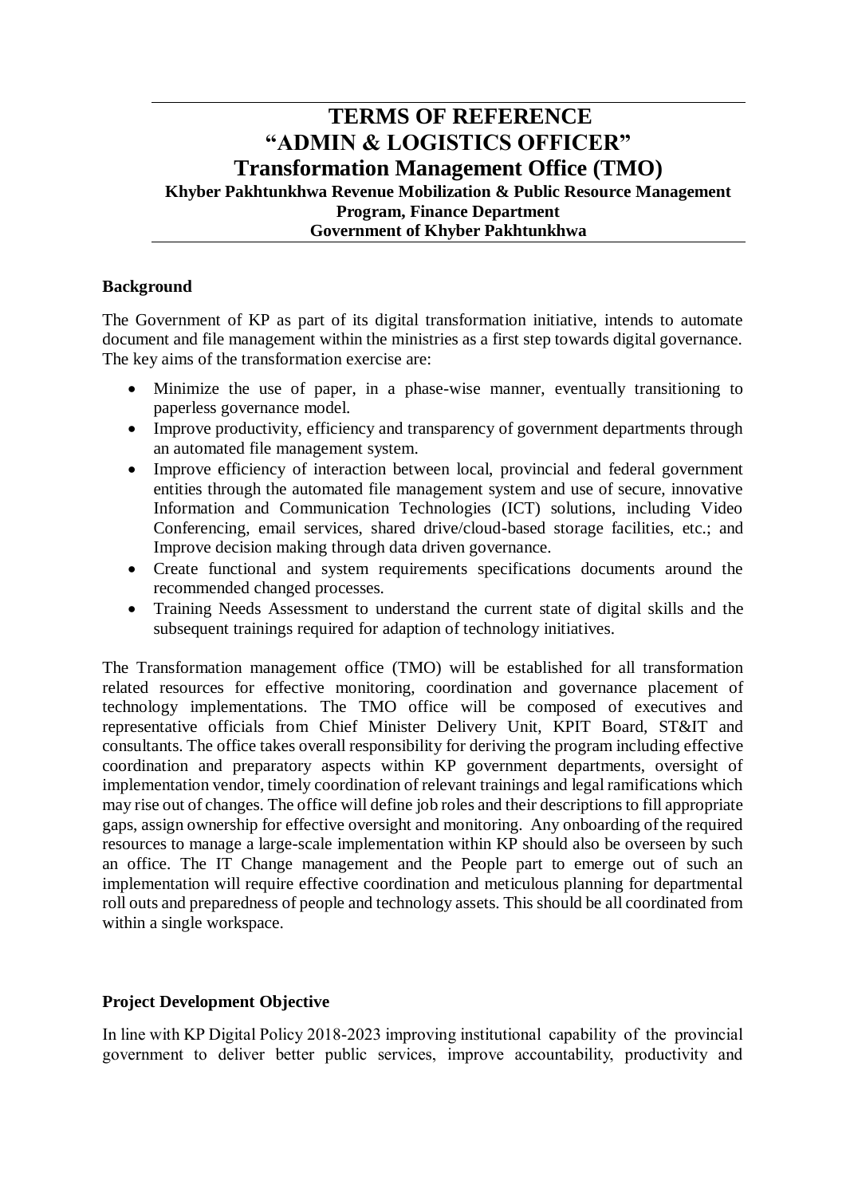# TERMS OF REFERENCE
# "ADMIN & LOGISTICS OFFICER"
# Transformation Management Office (TMO)

**Khyber Pakhtunkhwa Revenue Mobilization & Public Resource Management Program, Finance Department**
**Government of Khyber Pakhtunkhwa**

## Background

The Government of KP as part of its digital transformation initiative, intends to automate document and file management within the ministries as a first step towards digital governance. The key aims of the transformation exercise are:

- Minimize the use of paper, in a phase-wise manner, eventually transitioning to paperless governance model.
- Improve productivity, efficiency and transparency of government departments through an automated file management system.
- Improve efficiency of interaction between local, provincial and federal government entities through the automated file management system and use of secure, innovative Information and Communication Technologies (ICT) solutions, including Video Conferencing, email services, shared drive/cloud-based storage facilities, etc.; and Improve decision making through data driven governance.
- Create functional and system requirements specifications documents around the recommended changed processes.
- Training Needs Assessment to understand the current state of digital skills and the subsequent trainings required for adaption of technology initiatives.

The Transformation management office (TMO) will be established for all transformation related resources for effective monitoring, coordination and governance placement of technology implementations. The TMO office will be composed of executives and representative officials from Chief Minister Delivery Unit, KPIT Board, ST&IT and consultants. The office takes overall responsibility for deriving the program including effective coordination and preparatory aspects within KP government departments, oversight of implementation vendor, timely coordination of relevant trainings and legal ramifications which may rise out of changes. The office will define job roles and their descriptions to fill appropriate gaps, assign ownership for effective oversight and monitoring. Any onboarding of the required resources to manage a large-scale implementation within KP should also be overseen by such an office. The IT Change management and the People part to emerge out of such an implementation will require effective coordination and meticulous planning for departmental roll outs and preparedness of people and technology assets. This should be all coordinated from within a single workspace.

## Project Development Objective

In line with KP Digital Policy 2018-2023 improving institutional capability of the provincial government to deliver better public services, improve accountability, productivity and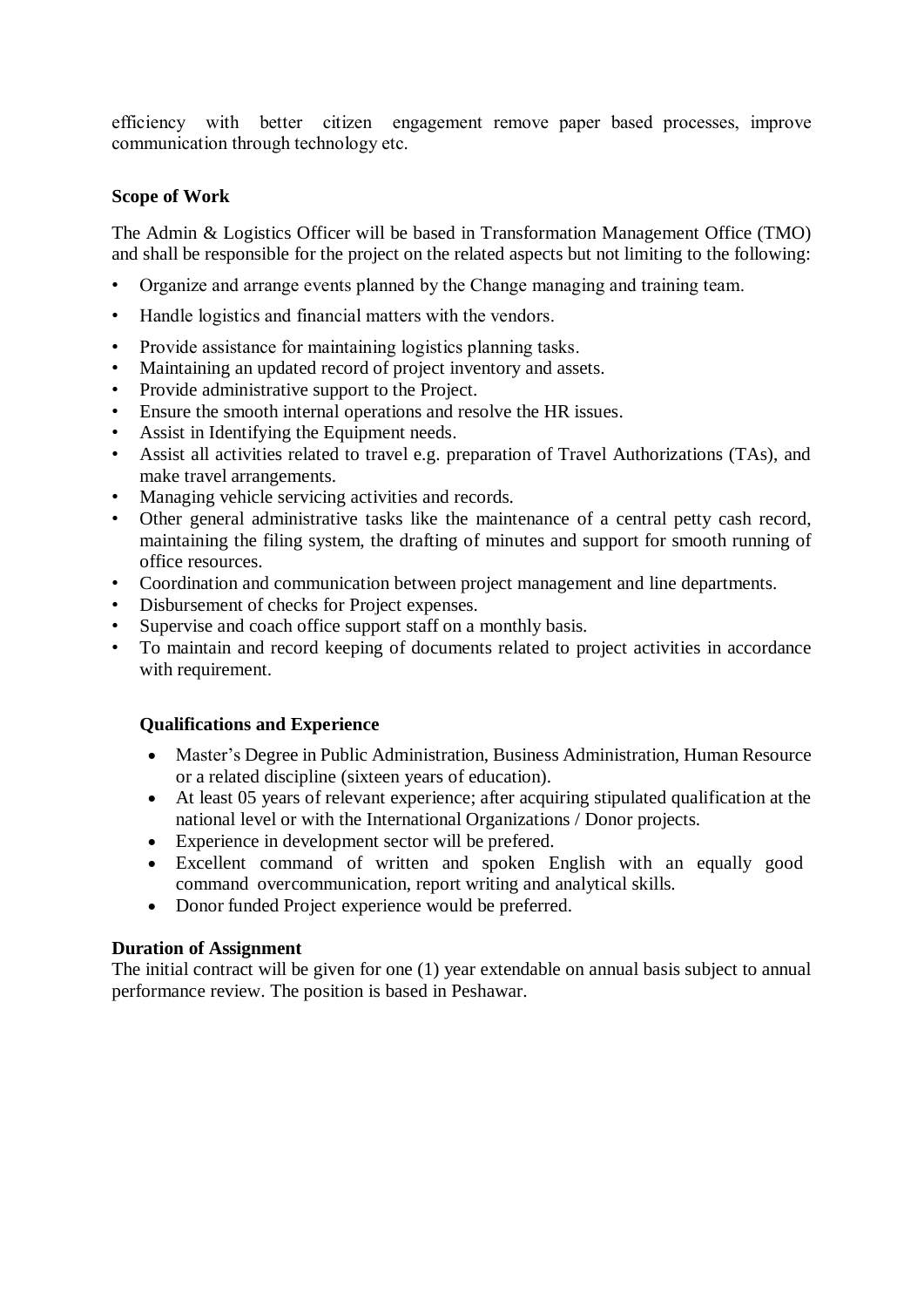efficiency with better citizen engagement remove paper based processes, improve communication through technology etc.

**Scope of Work**

The Admin & Logistics Officer will be based in Transformation Management Office (TMO) and shall be responsible for the project on the related aspects but not limiting to the following:

- Organize and arrange events planned by the Change managing and training team.
- Handle logistics and financial matters with the vendors.
- Provide assistance for maintaining logistics planning tasks.
- Maintaining an updated record of project inventory and assets.
- Provide administrative support to the Project.
- Ensure the smooth internal operations and resolve the HR issues.
- Assist in Identifying the Equipment needs.
- Assist all activities related to travel e.g. preparation of Travel Authorizations (TAs), and make travel arrangements.
- Managing vehicle servicing activities and records.
- Other general administrative tasks like the maintenance of a central petty cash record, maintaining the filing system, the drafting of minutes and support for smooth running of office resources.
- Coordination and communication between project management and line departments.
- Disbursement of checks for Project expenses.
- Supervise and coach office support staff on a monthly basis.
- To maintain and record keeping of documents related to project activities in accordance with requirement.

**Qualifications and Experience**

- Master's Degree in Public Administration, Business Administration, Human Resource or a related discipline (sixteen years of education).
- At least 05 years of relevant experience; after acquiring stipulated qualification at the national level or with the International Organizations / Donor projects.
- Experience in development sector will be prefered.
- Excellent command of written and spoken English with an equally good command overcommunication, report writing and analytical skills.
- Donor funded Project experience would be preferred.

**Duration of Assignment**

The initial contract will be given for one (1) year extendable on annual basis subject to annual performance review. The position is based in Peshawar.